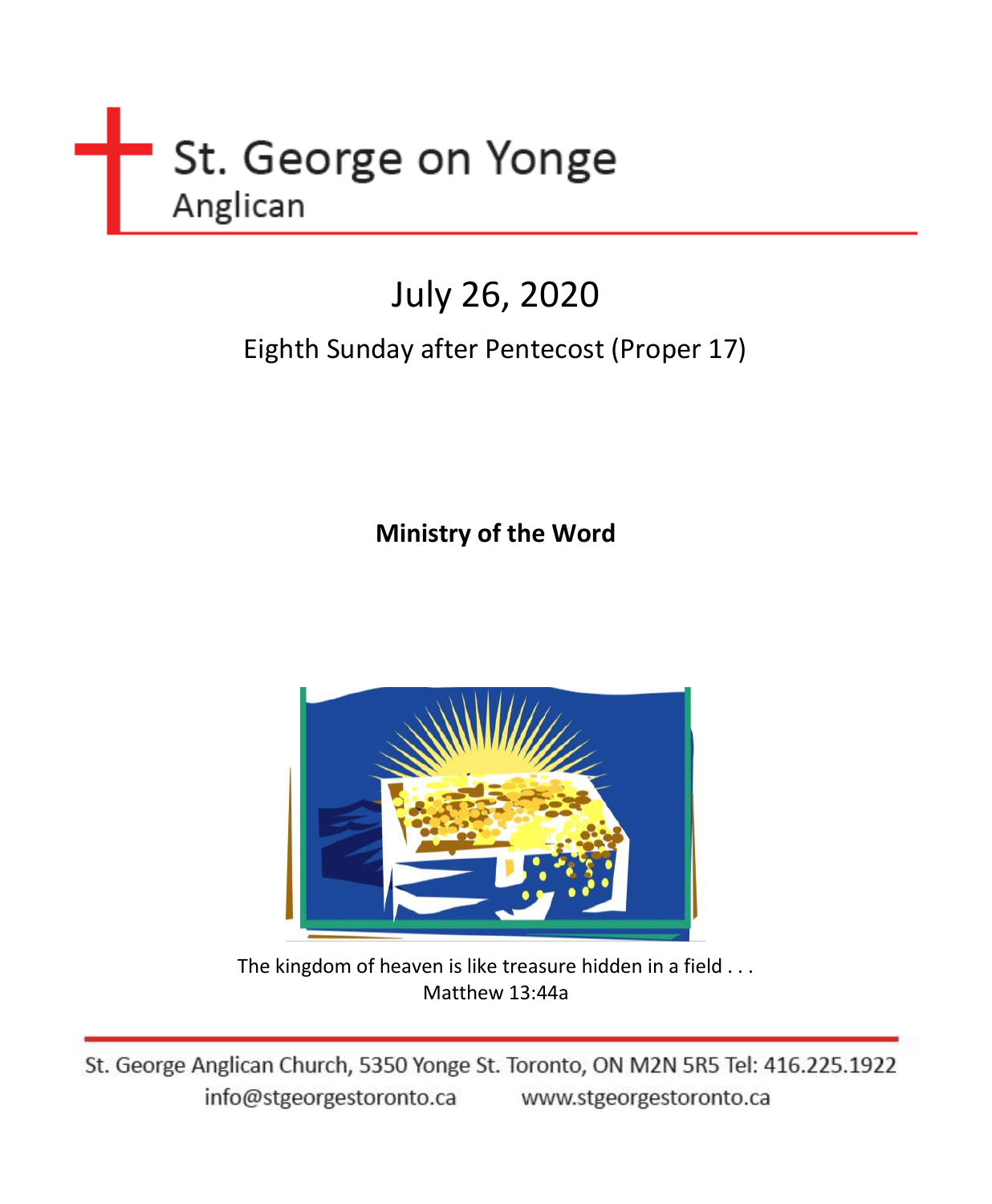# St. George on Yonge

Anglican

## July 26, 2020

### Eighth Sunday after Pentecost (Proper 17)

**Ministry of the Word**

The kingdom of heaven is like treasure hidden in a field . . .
Matthew 13:44a

St. George Anglican Church, 5350 Yonge St. Toronto, ON M2N 5R5 Tel: 416.225.1922
info@stgeorgestoronto.ca www.stgeorgestoronto.ca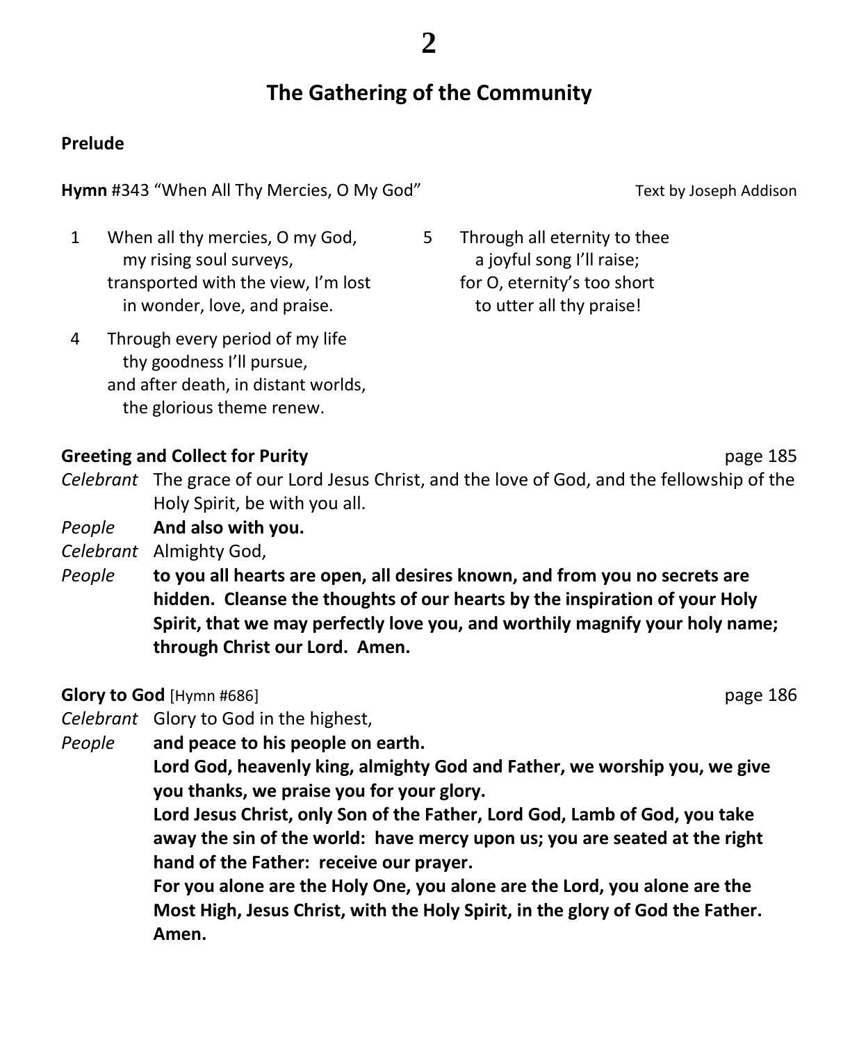## The Gathering of the Community

**Prelude**

**Hymn** #343 "When All Thy Mercies, O My God" Text by Joseph Addison

1 When all thy mercies, O my God,
my rising soul surveys,
transported with the view, I'm lost
in wonder, love, and praise.

4 Through every period of my life
thy goodness I'll pursue,
and after death, in distant worlds,
the glorious theme renew.

5 Through all eternity to thee
a joyful song I'll raise;
for O, eternity's too short
to utter all thy praise!

**Greeting and Collect for Purity** page 185

*Celebrant* The grace of our Lord Jesus Christ, and the love of God, and the fellowship of the Holy Spirit, be with you all.

*People* **And also with you.**

*Celebrant* Almighty God,

*People* **to you all hearts are open, all desires known, and from you no secrets are hidden. Cleanse the thoughts of our hearts by the inspiration of your Holy Spirit, that we may perfectly love you, and worthily magnify your holy name; through Christ our Lord. Amen.**

**Glory to God** [Hymn #686] page 186

*Celebrant* Glory to God in the highest,

*People* **and peace to his people on earth.**
**Lord God, heavenly king, almighty God and Father, we worship you, we give you thanks, we praise you for your glory.**
**Lord Jesus Christ, only Son of the Father, Lord God, Lamb of God, you take away the sin of the world: have mercy upon us; you are seated at the right hand of the Father: receive our prayer.**
**For you alone are the Holy One, you alone are the Lord, you alone are the Most High, Jesus Christ, with the Holy Spirit, in the glory of God the Father. Amen.**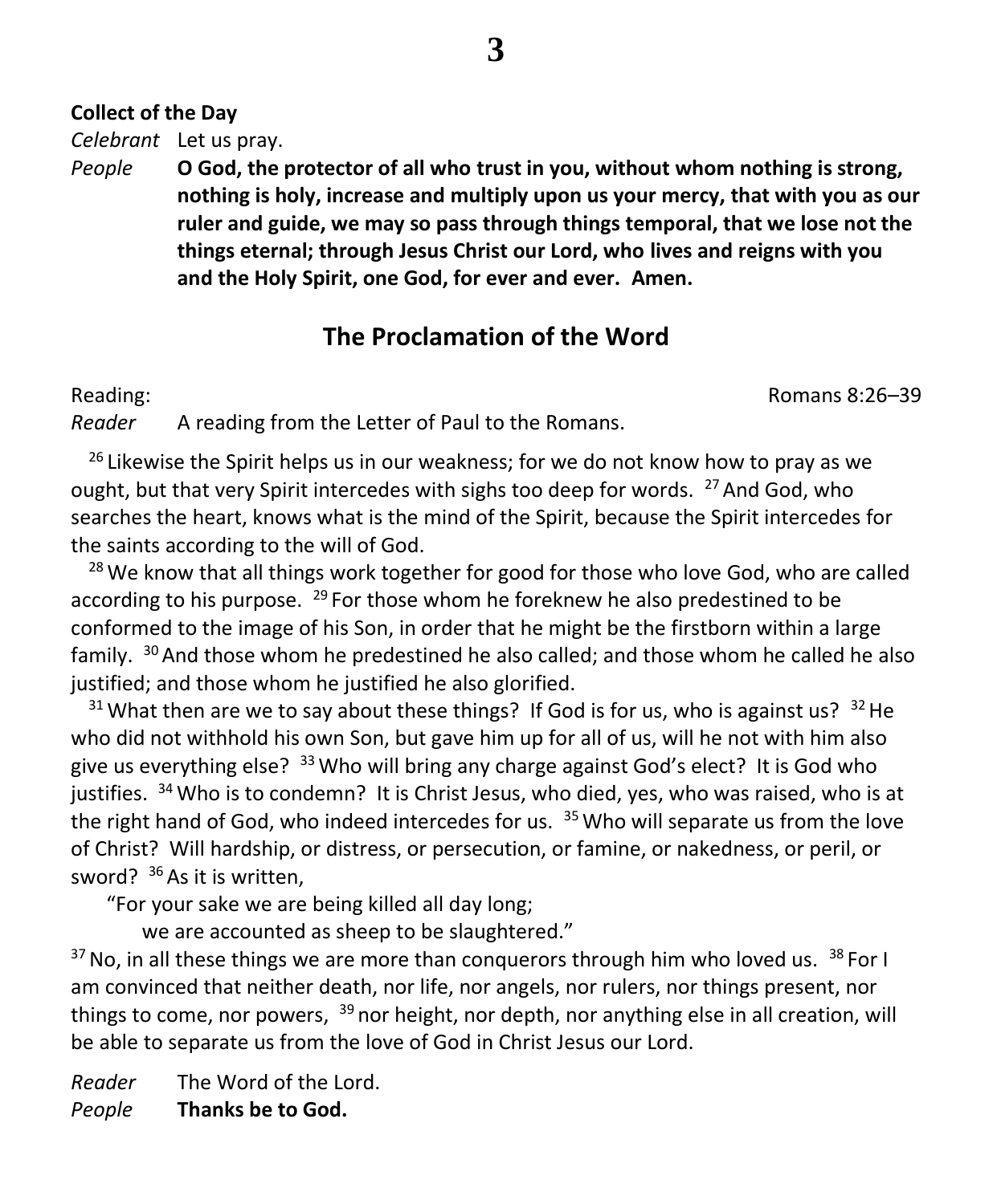**Collect of the Day**

*Celebrant* Let us pray.

*People* **O God, the protector of all who trust in you, without whom nothing is strong, nothing is holy, increase and multiply upon us your mercy, that with you as our ruler and guide, we may so pass through things temporal, that we lose not the things eternal; through Jesus Christ our Lord, who lives and reigns with you and the Holy Spirit, one God, for ever and ever. Amen.**

## The Proclamation of the Word

Reading: Romans 8:26–39

*Reader* A reading from the Letter of Paul to the Romans.

[26] Likewise the Spirit helps us in our weakness; for we do not know how to pray as we ought, but that very Spirit intercedes with sighs too deep for words. [27] And God, who searches the heart, knows what is the mind of the Spirit, because the Spirit intercedes for the saints according to the will of God.

[28] We know that all things work together for good for those who love God, who are called according to his purpose. [29] For those whom he foreknew he also predestined to be conformed to the image of his Son, in order that he might be the firstborn within a large family. [30] And those whom he predestined he also called; and those whom he called he also justified; and those whom he justified he also glorified.

[31] What then are we to say about these things? If God is for us, who is against us? [32] He who did not withhold his own Son, but gave him up for all of us, will he not with him also give us everything else? [33] Who will bring any charge against God's elect? It is God who justifies. [34] Who is to condemn? It is Christ Jesus, who died, yes, who was raised, who is at the right hand of God, who indeed intercedes for us. [35] Who will separate us from the love of Christ? Will hardship, or distress, or persecution, or famine, or nakedness, or peril, or sword? [36] As it is written,

"For your sake we are being killed all day long;
we are accounted as sheep to be slaughtered."

[37] No, in all these things we are more than conquerors through him who loved us. [38] For I am convinced that neither death, nor life, nor angels, nor rulers, nor things present, nor things to come, nor powers, [39] nor height, nor depth, nor anything else in all creation, will be able to separate us from the love of God in Christ Jesus our Lord.

*Reader* The Word of the Lord.

*People* **Thanks be to God.**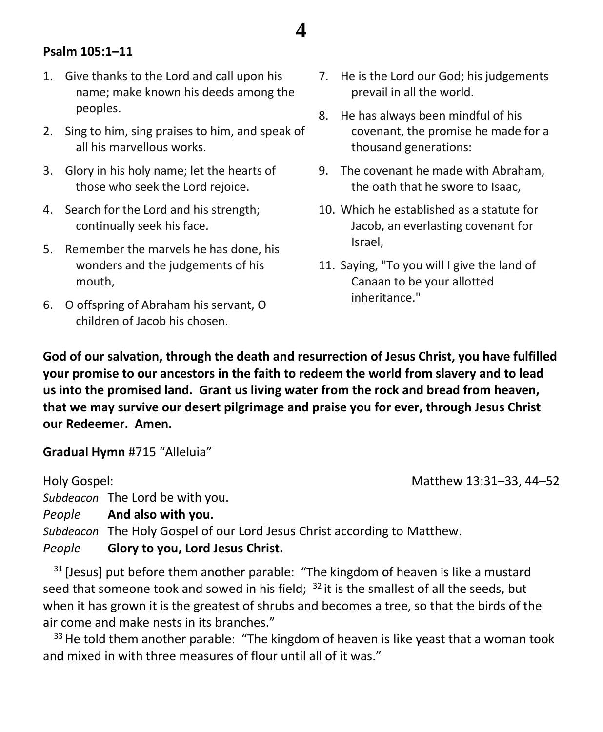**Psalm 105:1–11**

1. Give thanks to the Lord and call upon his name; make known his deeds among the peoples.
2. Sing to him, sing praises to him, and speak of all his marvellous works.
3. Glory in his holy name; let the hearts of those who seek the Lord rejoice.
4. Search for the Lord and his strength; continually seek his face.
5. Remember the marvels he has done, his wonders and the judgements of his mouth,
6. O offspring of Abraham his servant, O children of Jacob his chosen.
7. He is the Lord our God; his judgements prevail in all the world.
8. He has always been mindful of his covenant, the promise he made for a thousand generations:
9. The covenant he made with Abraham, the oath that he swore to Isaac,
10. Which he established as a statute for Jacob, an everlasting covenant for Israel,
11. Saying, "To you will I give the land of Canaan to be your allotted inheritance."

**God of our salvation, through the death and resurrection of Jesus Christ, you have fulfilled your promise to our ancestors in the faith to redeem the world from slavery and to lead us into the promised land. Grant us living water from the rock and bread from heaven, that we may survive our desert pilgrimage and praise you for ever, through Jesus Christ our Redeemer. Amen.**

**Gradual Hymn** #715 "Alleluia"

Holy Gospel: Matthew 13:31–33, 44–52

*Subdeacon* The Lord be with you.
*People* **And also with you.**
*Subdeacon* The Holy Gospel of our Lord Jesus Christ according to Matthew.
*People* **Glory to you, Lord Jesus Christ.**

[31] [Jesus] put before them another parable: "The kingdom of heaven is like a mustard seed that someone took and sowed in his field; [32] it is the smallest of all the seeds, but when it has grown it is the greatest of shrubs and becomes a tree, so that the birds of the air come and make nests in its branches."

[33] He told them another parable: "The kingdom of heaven is like yeast that a woman took and mixed in with three measures of flour until all of it was."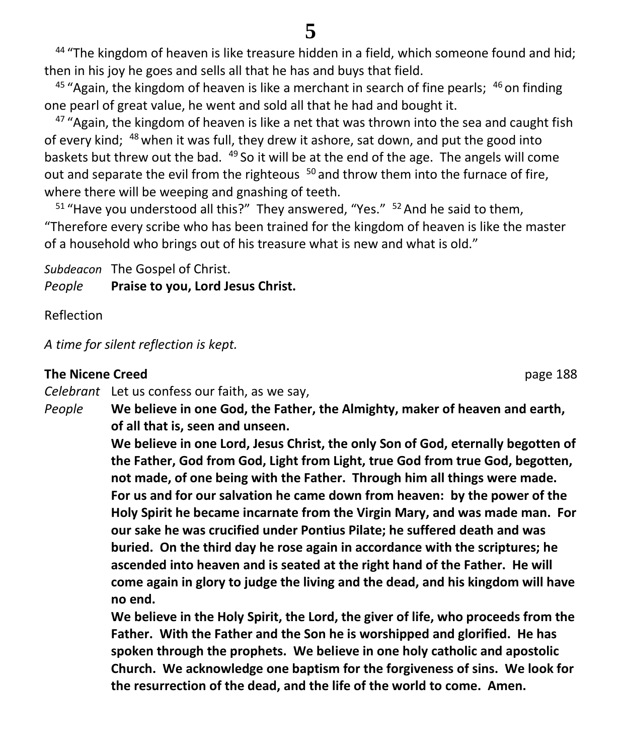[44] "The kingdom of heaven is like treasure hidden in a field, which someone found and hid; then in his joy he goes and sells all that he has and buys that field.

[45] "Again, the kingdom of heaven is like a merchant in search of fine pearls; [46] on finding one pearl of great value, he went and sold all that he had and bought it.

[47] "Again, the kingdom of heaven is like a net that was thrown into the sea and caught fish of every kind; [48] when it was full, they drew it ashore, sat down, and put the good into baskets but threw out the bad. [49] So it will be at the end of the age. The angels will come out and separate the evil from the righteous [50] and throw them into the furnace of fire, where there will be weeping and gnashing of teeth.

[51] "Have you understood all this?" They answered, "Yes." [52] And he said to them, "Therefore every scribe who has been trained for the kingdom of heaven is like the master of a household who brings out of his treasure what is new and what is old."

*Subdeacon* The Gospel of Christ.
*People* **Praise to you, Lord Jesus Christ.**

Reflection

*A time for silent reflection is kept.*

**The Nicene Creed** page 188

*Celebrant* Let us confess our faith, as we say,

*People* **We believe in one God, the Father, the Almighty, maker of heaven and earth, of all that is, seen and unseen.**

**We believe in one Lord, Jesus Christ, the only Son of God, eternally begotten of the Father, God from God, Light from Light, true God from true God, begotten, not made, of one being with the Father. Through him all things were made. For us and for our salvation he came down from heaven: by the power of the Holy Spirit he became incarnate from the Virgin Mary, and was made man. For our sake he was crucified under Pontius Pilate; he suffered death and was buried. On the third day he rose again in accordance with the scriptures; he ascended into heaven and is seated at the right hand of the Father. He will come again in glory to judge the living and the dead, and his kingdom will have no end.**

**We believe in the Holy Spirit, the Lord, the giver of life, who proceeds from the Father. With the Father and the Son he is worshipped and glorified. He has spoken through the prophets. We believe in one holy catholic and apostolic Church. We acknowledge one baptism for the forgiveness of sins. We look for the resurrection of the dead, and the life of the world to come. Amen.**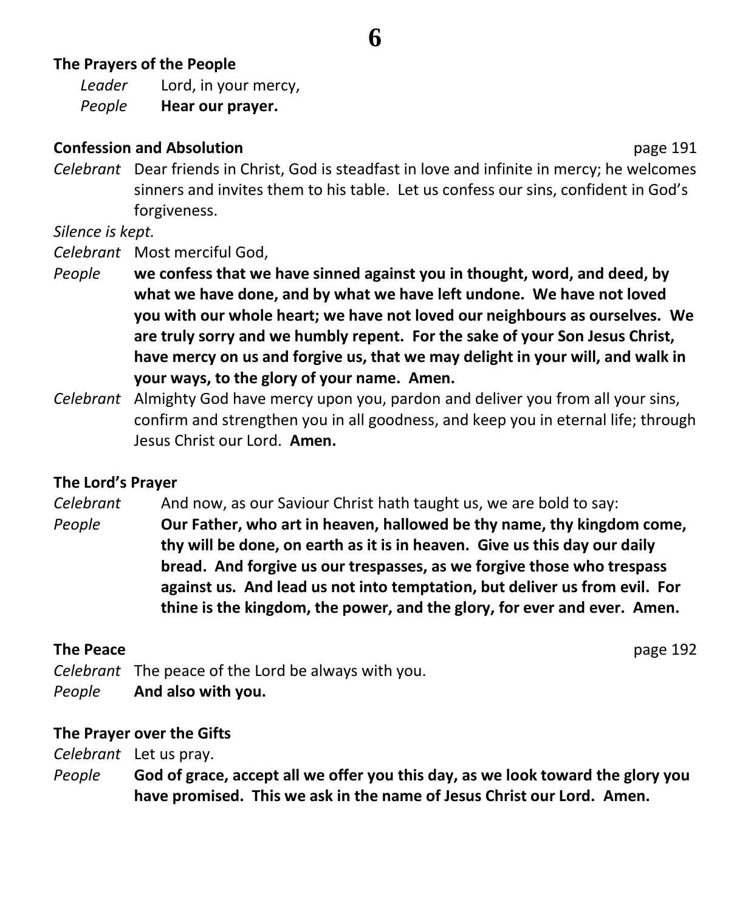**The Prayers of the People**

*Leader* Lord, in your mercy,
*People* **Hear our prayer.**

**Confession and Absolution** page 191

*Celebrant* Dear friends in Christ, God is steadfast in love and infinite in mercy; he welcomes sinners and invites them to his table. Let us confess our sins, confident in God's forgiveness.

*Silence is kept.*

*Celebrant* Most merciful God,
*People* **we confess that we have sinned against you in thought, word, and deed, by what we have done, and by what we have left undone. We have not loved you with our whole heart; we have not loved our neighbours as ourselves. We are truly sorry and we humbly repent. For the sake of your Son Jesus Christ, have mercy on us and forgive us, that we may delight in your will, and walk in your ways, to the glory of your name. Amen.**

*Celebrant* Almighty God have mercy upon you, pardon and deliver you from all your sins, confirm and strengthen you in all goodness, and keep you in eternal life; through Jesus Christ our Lord. **Amen.**

**The Lord's Prayer**

*Celebrant* And now, as our Saviour Christ hath taught us, we are bold to say:
*People* **Our Father, who art in heaven, hallowed be thy name, thy kingdom come, thy will be done, on earth as it is in heaven. Give us this day our daily bread. And forgive us our trespasses, as we forgive those who trespass against us. And lead us not into temptation, but deliver us from evil. For thine is the kingdom, the power, and the glory, for ever and ever. Amen.**

**The Peace** page 192

*Celebrant* The peace of the Lord be always with you.
*People* **And also with you.**

**The Prayer over the Gifts**

*Celebrant* Let us pray.
*People* **God of grace, accept all we offer you this day, as we look toward the glory you have promised. This we ask in the name of Jesus Christ our Lord. Amen.**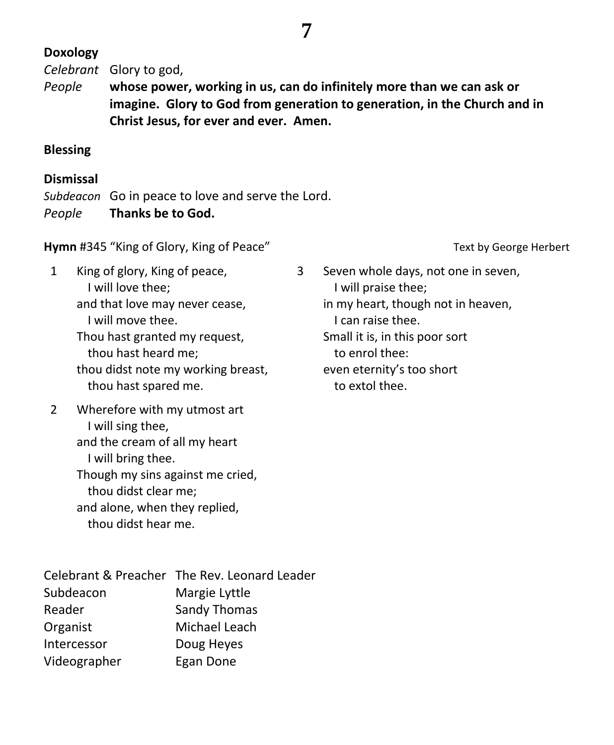**Doxology**

*Celebrant* Glory to god,

*People* **whose power, working in us, can do infinitely more than we can ask or imagine. Glory to God from generation to generation, in the Church and in Christ Jesus, for ever and ever. Amen.**

**Blessing**

**Dismissal**

*Subdeacon* Go in peace to love and serve the Lord.

*People* **Thanks be to God.**

**Hymn** #345 "King of Glory, King of Peace" Text by George Herbert

1 King of glory, King of peace,
I will love thee;
and that love may never cease,
I will move thee.
Thou hast granted my request,
thou hast heard me;
thou didst note my working breast,
thou hast spared me.

2 Wherefore with my utmost art
I will sing thee,
and the cream of all my heart
I will bring thee.
Though my sins against me cried,
thou didst clear me;
and alone, when they replied,
thou didst hear me.

3 Seven whole days, not one in seven,
I will praise thee;
in my heart, though not in heaven,
I can raise thee.
Small it is, in this poor sort
to enrol thee:
even eternity's too short
to extol thee.

| | |
|---|---|
| Celebrant & Preacher | The Rev. Leonard Leader |
| Subdeacon | Margie Lyttle |
| Reader | Sandy Thomas |
| Organist | Michael Leach |
| Intercessor | Doug Heyes |
| Videographer | Egan Done |